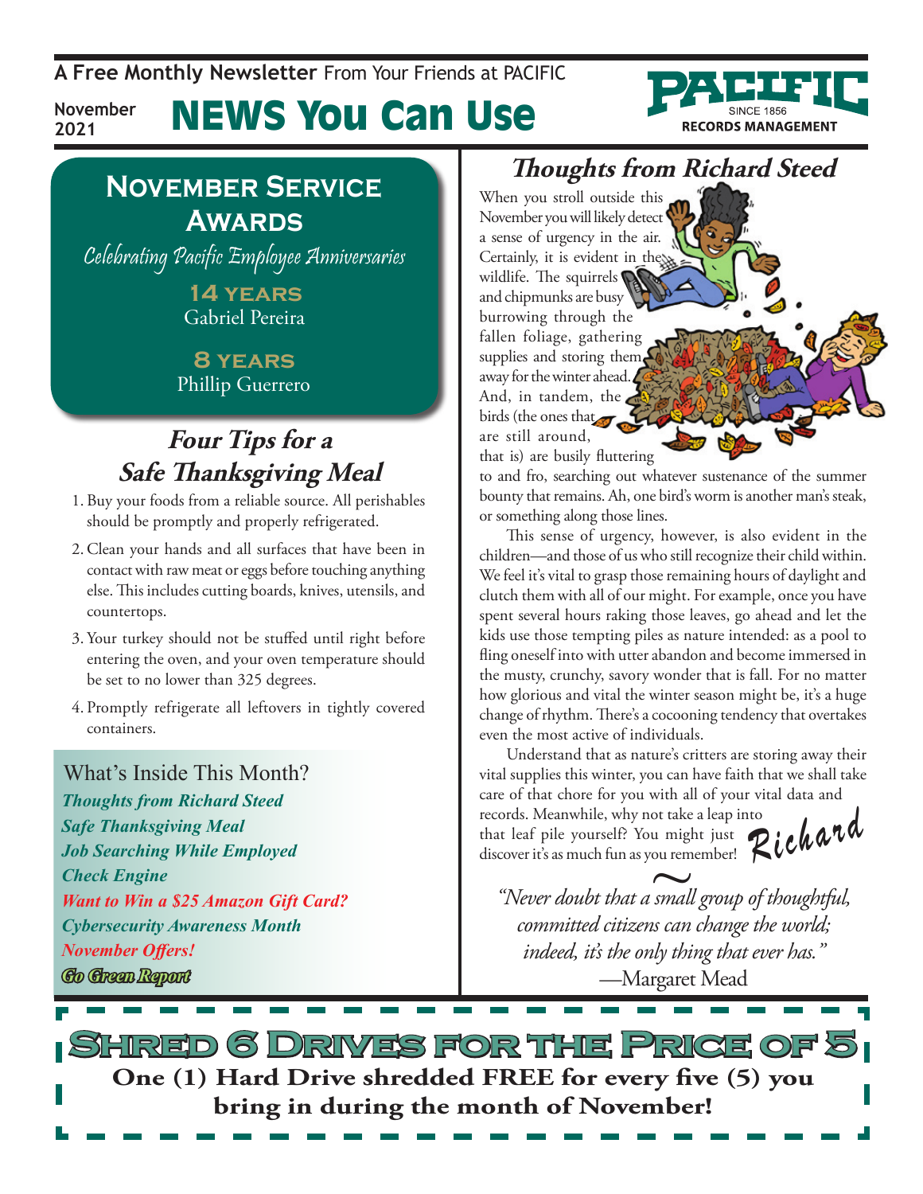A **Free Monthly Newsletter** From Your Friends at PACIFIC

November 2021

# NEWS You Can Use

PACIFIC SINCE 1856 RECORDS MANAGEMENT

## November Service Awards

*Celebrating Pacific Employee Anniversaries*

**14 YEARS**
Gabriel Pereira

**8 YEARS**
Phillip Guerrero

## *Four Tips for a Safe Thanksgiving Meal*

1. Buy your foods from a reliable source. All perishables should be promptly and properly refrigerated.
2. Clean your hands and all surfaces that have been in contact with raw meat or eggs before touching anything else. This includes cutting boards, knives, utensils, and countertops.
3. Your turkey should not be stuffed until right before entering the oven, and your oven temperature should be set to no lower than 325 degrees.
4. Promptly refrigerate all leftovers in tightly covered containers.

### What's Inside This Month?

*Thoughts from Richard Steed*
*Safe Thanksgiving Meal*
*Job Searching While Employed*
*Check Engine*
*Want to Win a $25 Amazon Gift Card?*
*Cybersecurity Awareness Month*
*November Offers!*
*Go Green Report*

## *Thoughts from Richard Steed*

When you stroll outside this November you will likely detect a sense of urgency in the air. Certainly, it is evident in the wildlife. The squirrels and chipmunks are busy burrowing through the fallen foliage, gathering supplies and storing them away for the winter ahead. And, in tandem, the birds (the ones that are still around, that is) are busily fluttering to and fro, searching out whatever sustenance of the summer bounty that remains. Ah, one bird's worm is another man's steak, or something along those lines.

This sense of urgency, however, is also evident in the children—and those of us who still recognize their child within. We feel it's vital to grasp those remaining hours of daylight and clutch them with all of our might. For example, once you have spent several hours raking those leaves, go ahead and let the kids use those tempting piles as nature intended: as a pool to fling oneself into with utter abandon and become immersed in the musty, crunchy, savory wonder that is fall. For no matter how glorious and vital the winter season might be, it's a huge change of rhythm. There's a cocooning tendency that overtakes even the most active of individuals.

Understand that as nature's critters are storing away their vital supplies this winter, you can have faith that we shall take care of that chore for you with all of your vital data and records. Meanwhile, why not take a leap into that leaf pile yourself? You might just discover it's as much fun as you remember!

*Richard*

~

*"Never doubt that a small group of thoughtful, committed citizens can change the world; indeed, it's the only thing that ever has."*
—Margaret Mead

## Shred 6 Drives for the Price of 5

**One (1) Hard Drive shredded FREE for every five (5) you bring in during the month of November!**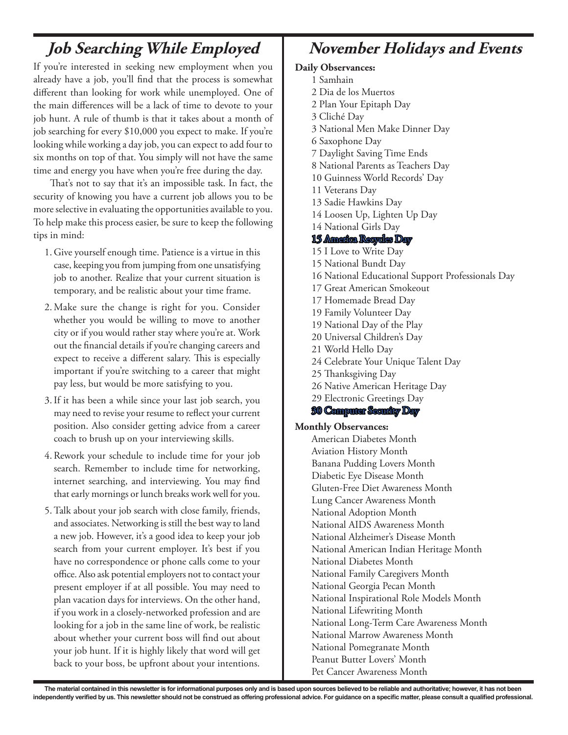## *Job Searching While Employed*

If you're interested in seeking new employment when you already have a job, you'll find that the process is somewhat different than looking for work while unemployed. One of the main differences will be a lack of time to devote to your job hunt. A rule of thumb is that it takes about a month of job searching for every $10,000 you expect to make. If you're looking while working a day job, you can expect to add four to six months on top of that. You simply will not have the same time and energy you have when you're free during the day.

That's not to say that it's an impossible task. In fact, the security of knowing you have a current job allows you to be more selective in evaluating the opportunities available to you. To help make this process easier, be sure to keep the following tips in mind:

1. Give yourself enough time. Patience is a virtue in this case, keeping you from jumping from one unsatisfying job to another. Realize that your current situation is temporary, and be realistic about your time frame.
2. Make sure the change is right for you. Consider whether you would be willing to move to another city or if you would rather stay where you're at. Work out the financial details if you're changing careers and expect to receive a different salary. This is especially important if you're switching to a career that might pay less, but would be more satisfying to you.
3. If it has been a while since your last job search, you may need to revise your resume to reflect your current position. Also consider getting advice from a career coach to brush up on your interviewing skills.
4. Rework your schedule to include time for your job search. Remember to include time for networking, internet searching, and interviewing. You may find that early mornings or lunch breaks work well for you.
5. Talk about your job search with close family, friends, and associates. Networking is still the best way to land a new job. However, it's a good idea to keep your job search from your current employer. It's best if you have no correspondence or phone calls come to your office. Also ask potential employers not to contact your present employer if at all possible. You may need to plan vacation days for interviews. On the other hand, if you work in a closely-networked profession and are looking for a job in the same line of work, be realistic about whether your current boss will find out about your job hunt. If it is highly likely that word will get back to your boss, be upfront about your intentions.

## *November Holidays and Events*

**Daily Observances:**

1 Samhain
2 Dia de los Muertos
2 Plan Your Epitaph Day
3 Cliché Day
3 National Men Make Dinner Day
6 Saxophone Day
7 Daylight Saving Time Ends
8 National Parents as Teachers Day
10 Guinness World Records' Day
11 Veterans Day
13 Sadie Hawkins Day
14 Loosen Up, Lighten Up Day
14 National Girls Day
**15 America Recycles Day**
15 I Love to Write Day
15 National Bundt Day
16 National Educational Support Professionals Day
17 Great American Smokeout
17 Homemade Bread Day
19 Family Volunteer Day
19 National Day of the Play
20 Universal Children's Day
21 World Hello Day
24 Celebrate Your Unique Talent Day
25 Thanksgiving Day
26 Native American Heritage Day
29 Electronic Greetings Day
**30 Computer Security Day**

**Monthly Observances:**

American Diabetes Month
Aviation History Month
Banana Pudding Lovers Month
Diabetic Eye Disease Month
Gluten-Free Diet Awareness Month
Lung Cancer Awareness Month
National Adoption Month
National AIDS Awareness Month
National Alzheimer's Disease Month
National American Indian Heritage Month
National Diabetes Month
National Family Caregivers Month
National Georgia Pecan Month
National Inspirational Role Models Month
National Lifewriting Month
National Long-Term Care Awareness Month
National Marrow Awareness Month
National Pomegranate Month
Peanut Butter Lovers' Month
Pet Cancer Awareness Month

**The material contained in this newsletter is for informational purposes only and is based upon sources believed to be reliable and authoritative; however, it has not been independently verified by us. This newsletter should not be construed as offering professional advice. For guidance on a specific matter, please consult a qualified professional.**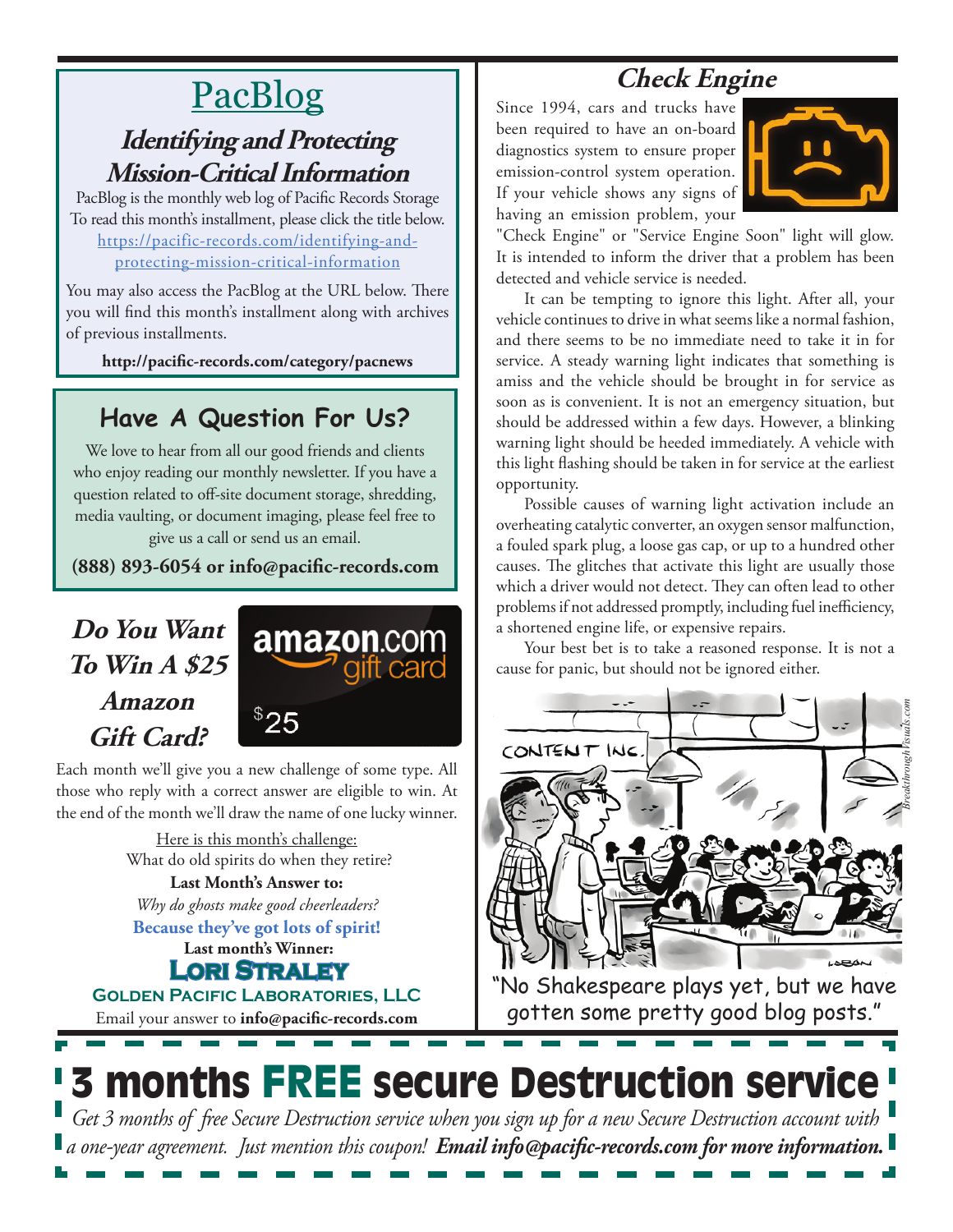# PacBlog

## Identifying and Protecting Mission-Critical Information

PacBlog is the monthly web log of Pacific Records Storage
To read this month's installment, please click the title below.
https://pacific-records.com/identifying-and-protecting-mission-critical-information

You may also access the PacBlog at the URL below. There you will find this month's installment along with archives of previous installments.

**http://pacific-records.com/category/pacnews**

## Have A Question For Us?

We love to hear from all our good friends and clients who enjoy reading our monthly newsletter. If you have a question related to off-site document storage, shredding, media vaulting, or document imaging, please feel free to give us a call or send us an email.

**(888) 893-6054 or info@pacific-records.com**

## *Do You Want To Win A $25 Amazon Gift Card?*

amazon.com gift card $25

Each month we'll give you a new challenge of some type. All those who reply with a correct answer are eligible to win. At the end of the month we'll draw the name of one lucky winner.

Here is this month's challenge:
What do old spirits do when they retire?

**Last Month's Answer to:**
*Why do ghosts make good cheerleaders?*
**Because they've got lots of spirit!**

**Last month's Winner:**
**Lori Straley**
**Golden Pacific Laboratories, LLC**

Email your answer to **info@pacific-records.com**

## Check Engine

Since 1994, cars and trucks have been required to have an on-board diagnostics system to ensure proper emission-control system operation. If your vehicle shows any signs of having an emission problem, your "Check Engine" or "Service Engine Soon" light will glow. It is intended to inform the driver that a problem has been detected and vehicle service is needed.

It can be tempting to ignore this light. After all, your vehicle continues to drive in what seems like a normal fashion, and there seems to be no immediate need to take it in for service. A steady warning light indicates that something is amiss and the vehicle should be brought in for service as soon as is convenient. It is not an emergency situation, but should be addressed within a few days. However, a blinking warning light should be heeded immediately. A vehicle with this light flashing should be taken in for service at the earliest opportunity.

Possible causes of warning light activation include an overheating catalytic converter, an oxygen sensor malfunction, a fouled spark plug, a loose gas cap, or up to a hundred other causes. The glitches that activate this light are usually those which a driver would not detect. They can often lead to other problems if not addressed promptly, including fuel inefficiency, a shortened engine life, or expensive repairs.

Your best bet is to take a reasoned response. It is not a cause for panic, but should not be ignored either.

"No Shakespeare plays yet, but we have gotten some pretty good blog posts."

# 3 months FREE secure Destruction service

*Get 3 months of free Secure Destruction service when you sign up for a new Secure Destruction account with a one-year agreement. Just mention this coupon!* ***Email info@pacific-records.com for more information.***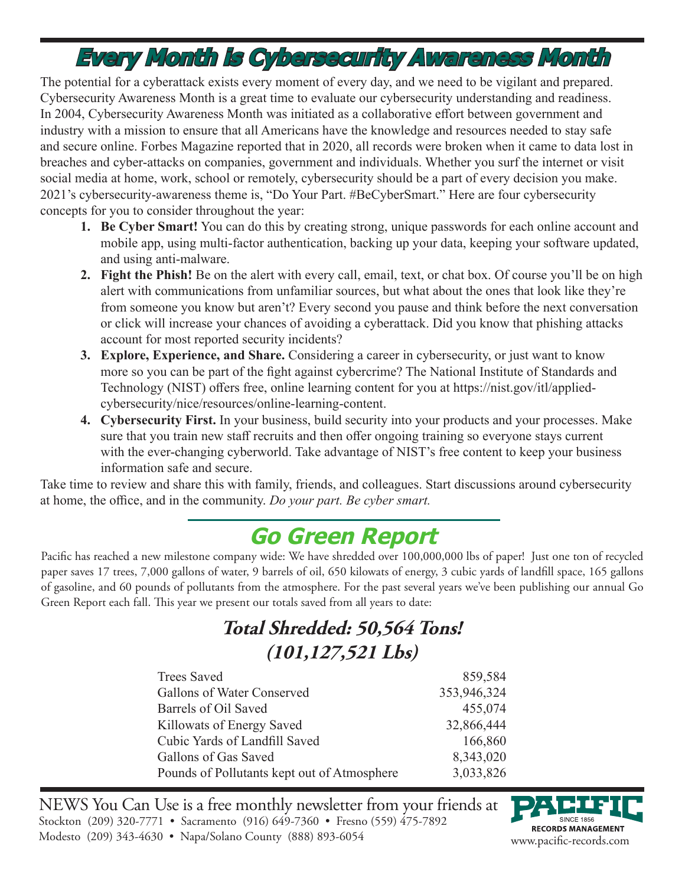# Every Month is Cybersecurity Awareness Month

The potential for a cyberattack exists every moment of every day, and we need to be vigilant and prepared. Cybersecurity Awareness Month is a great time to evaluate our cybersecurity understanding and readiness. In 2004, Cybersecurity Awareness Month was initiated as a collaborative effort between government and industry with a mission to ensure that all Americans have the knowledge and resources needed to stay safe and secure online. Forbes Magazine reported that in 2020, all records were broken when it came to data lost in breaches and cyber-attacks on companies, government and individuals. Whether you surf the internet or visit social media at home, work, school or remotely, cybersecurity should be a part of every decision you make. 2021's cybersecurity-awareness theme is, "Do Your Part. #BeCyberSmart." Here are four cybersecurity concepts for you to consider throughout the year:

1. **Be Cyber Smart!** You can do this by creating strong, unique passwords for each online account and mobile app, using multi-factor authentication, backing up your data, keeping your software updated, and using anti-malware.
2. **Fight the Phish!** Be on the alert with every call, email, text, or chat box. Of course you'll be on high alert with communications from unfamiliar sources, but what about the ones that look like they're from someone you know but aren't? Every second you pause and think before the next conversation or click will increase your chances of avoiding a cyberattack. Did you know that phishing attacks account for most reported security incidents?
3. **Explore, Experience, and Share.** Considering a career in cybersecurity, or just want to know more so you can be part of the fight against cybercrime? The National Institute of Standards and Technology (NIST) offers free, online learning content for you at https://nist.gov/itl/applied-cybersecurity/nice/resources/online-learning-content.
4. **Cybersecurity First.** In your business, build security into your products and your processes. Make sure that you train new staff recruits and then offer ongoing training so everyone stays current with the ever-changing cyberworld. Take advantage of NIST's free content to keep your business information safe and secure.

Take time to review and share this with family, friends, and colleagues. Start discussions around cybersecurity at home, the office, and in the community. *Do your part. Be cyber smart.*

## Go Green Report

Pacific has reached a new milestone company wide: We have shredded over 100,000,000 lbs of paper! Just one ton of recycled paper saves 17 trees, 7,000 gallons of water, 9 barrels of oil, 650 kilowats of energy, 3 cubic yards of landfill space, 165 gallons of gasoline, and 60 pounds of pollutants from the atmosphere. For the past several years we've been publishing our annual Go Green Report each fall. This year we present our totals saved from all years to date:

### *Total Shredded: 50,564 Tons! (101,127,521 Lbs)*

| | |
|---|---|
| Trees Saved | 859,584 |
| Gallons of Water Conserved | 353,946,324 |
| Barrels of Oil Saved | 455,074 |
| Killowats of Energy Saved | 32,866,444 |
| Cubic Yards of Landfill Saved | 166,860 |
| Gallons of Gas Saved | 8,343,020 |
| Pounds of Pollutants kept out of Atmosphere | 3,033,826 |

NEWS You Can Use is a free monthly newsletter from your friends at

Stockton (209) 320-7771 • Sacramento (916) 649-7360 • Fresno (559) 475-7892
Modesto (209) 343-4630 • Napa/Solano County (888) 893-6054

PACIFIC
SINCE 1856
RECORDS MANAGEMENT
www.pacific-records.com